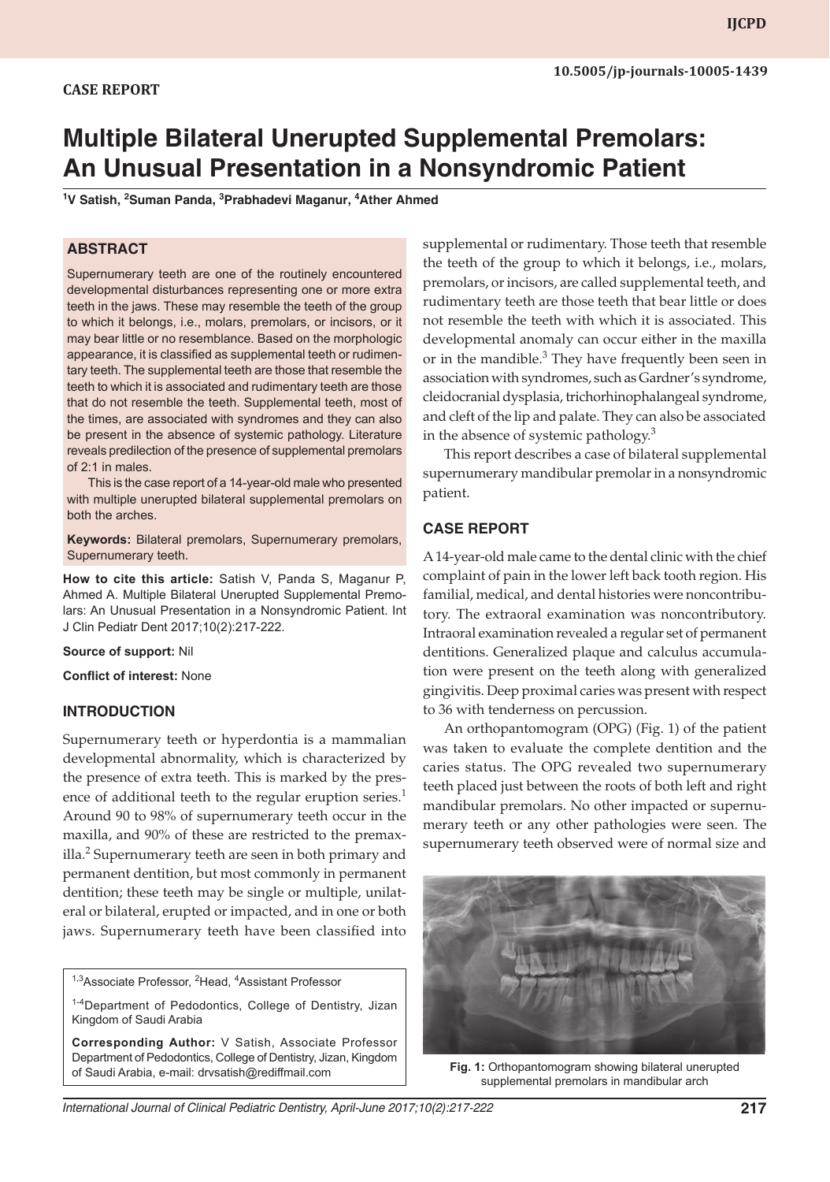CASE REPORT

10.5005/jp-journals-10005-1439

# Multiple Bilateral Unerupted Supplemental Premolars: An Unusual Presentation in a Nonsyndromic Patient

[1]V Satish, [2]Suman Panda, [3]Prabhadevi Maganur, [4]Ather Ahmed

## ABSTRACT

Supernumerary teeth are one of the routinely encountered developmental disturbances representing one or more extra teeth in the jaws. These may resemble the teeth of the group to which it belongs, i.e., molars, premolars, or incisors, or it may bear little or no resemblance. Based on the morphologic appearance, it is classified as supplemental teeth or rudimentary teeth. The supplemental teeth are those that resemble the teeth to which it is associated and rudimentary teeth are those that do not resemble the teeth. Supplemental teeth, most of the times, are associated with syndromes and they can also be present in the absence of systemic pathology. Literature reveals predilection of the presence of supplemental premolars of 2:1 in males.

This is the case report of a 14-year-old male who presented with multiple unerupted bilateral supplemental premolars on both the arches.

**Keywords:** Bilateral premolars, Supernumerary premolars, Supernumerary teeth.

**How to cite this article:** Satish V, Panda S, Maganur P, Ahmed A. Multiple Bilateral Unerupted Supplemental Premolars: An Unusual Presentation in a Nonsyndromic Patient. Int J Clin Pediatr Dent 2017;10(2):217-222.

**Source of support:** Nil

**Conflict of interest:** None

## INTRODUCTION

Supernumerary teeth or hyperdontia is a mammalian developmental abnormality, which is characterized by the presence of extra teeth. This is marked by the presence of additional teeth to the regular eruption series.[1] Around 90 to 98% of supernumerary teeth occur in the maxilla, and 90% of these are restricted to the premaxilla.[2] Supernumerary teeth are seen in both primary and permanent dentition, but most commonly in permanent dentition; these teeth may be single or multiple, unilateral or bilateral, erupted or impacted, and in one or both jaws. Supernumerary teeth have been classified into supplemental or rudimentary. Those teeth that resemble the teeth of the group to which it belongs, i.e., molars, premolars, or incisors, are called supplemental teeth, and rudimentary teeth are those teeth that bear little or does not resemble the teeth with which it is associated. This developmental anomaly can occur either in the maxilla or in the mandible.[3] They have frequently been seen in association with syndromes, such as Gardner's syndrome, cleidocranial dysplasia, trichorhinophalangeal syndrome, and cleft of the lip and palate. They can also be associated in the absence of systemic pathology.[3]

This report describes a case of bilateral supplemental supernumerary mandibular premolar in a nonsyndromic patient.

## CASE REPORT

A 14-year-old male came to the dental clinic with the chief complaint of pain in the lower left back tooth region. His familial, medical, and dental histories were noncontributory. The extraoral examination was noncontributory. Intraoral examination revealed a regular set of permanent dentitions. Generalized plaque and calculus accumulation were present on the teeth along with generalized gingivitis. Deep proximal caries was present with respect to 36 with tenderness on percussion.

An orthopantomogram (OPG) (Fig. 1) of the patient was taken to evaluate the complete dentition and the caries status. The OPG revealed two supernumerary teeth placed just between the roots of both left and right mandibular premolars. No other impacted or supernumerary teeth or any other pathologies were seen. The supernumerary teeth observed were of normal size and

**Fig. 1:** Orthopantomogram showing bilateral unerupted supplemental premolars in mandibular arch

---

[1,3]Associate Professor, [2]Head, [4]Assistant Professor

[1-4]Department of Pedodontics, College of Dentistry, Jizan Kingdom of Saudi Arabia

**Corresponding Author:** V Satish, Associate Professor Department of Pedodontics, College of Dentistry, Jizan, Kingdom of Saudi Arabia, e-mail: drvsatish@rediffmail.com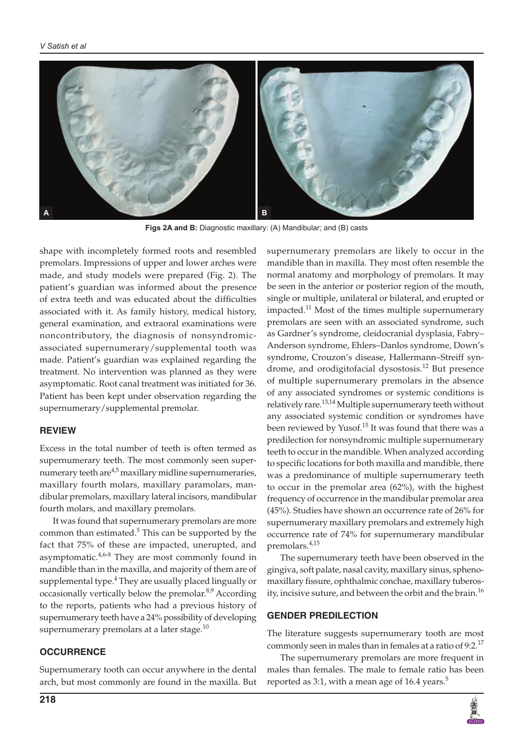**Figs 2A and B:** Diagnostic maxillary: (A) Mandibular; and (B) casts

shape with incompletely formed roots and resembled premolars. Impressions of upper and lower arches were made, and study models were prepared (Fig. 2). The patient's guardian was informed about the presence of extra teeth and was educated about the difficulties associated with it. As family history, medical history, general examination, and extraoral examinations were noncontributory, the diagnosis of nonsyndromic-associated supernumerary/supplemental tooth was made. Patient's guardian was explained regarding the treatment. No intervention was planned as they were asymptomatic. Root canal treatment was initiated for 36. Patient has been kept under observation regarding the supernumerary/supplemental premolar.

## REVIEW

Excess in the total number of teeth is often termed as supernumerary teeth. The most commonly seen supernumerary teeth are[4,5] maxillary midline supernumeraries, maxillary fourth molars, maxillary paramolars, mandibular premolars, maxillary lateral incisors, mandibular fourth molars, and maxillary premolars.

It was found that supernumerary premolars are more common than estimated.[5] This can be supported by the fact that 75% of these are impacted, unerupted, and asymptomatic.[4,6-8] They are most commonly found in mandible than in the maxilla, and majority of them are of supplemental type.[4] They are usually placed lingually or occasionally vertically below the premolar.[8,9] According to the reports, patients who had a previous history of supernumerary teeth have a 24% possibility of developing supernumerary premolars at a later stage.[10]

## OCCURRENCE

Supernumerary tooth can occur anywhere in the dental arch, but most commonly are found in the maxilla. But supernumerary premolars are likely to occur in the mandible than in maxilla. They most often resemble the normal anatomy and morphology of premolars. It may be seen in the anterior or posterior region of the mouth, single or multiple, unilateral or bilateral, and erupted or impacted.[11] Most of the times multiple supernumerary premolars are seen with an associated syndrome, such as Gardner's syndrome, cleidocranial dysplasia, Fabry–Anderson syndrome, Ehlers–Danlos syndrome, Down's syndrome, Crouzon's disease, Hallermann–Streiff syndrome, and orodigitofacial dysostosis.[12] But presence of multiple supernumerary premolars in the absence of any associated syndromes or systemic conditions is relatively rare.[13,14] Multiple supernumerary teeth without any associated systemic condition or syndromes have been reviewed by Yusof.[15] It was found that there was a predilection for nonsyndromic multiple supernumerary teeth to occur in the mandible. When analyzed according to specific locations for both maxilla and mandible, there was a predominance of multiple supernumerary teeth to occur in the premolar area (62%), with the highest frequency of occurrence in the mandibular premolar area (45%). Studies have shown an occurrence rate of 26% for supernumerary maxillary premolars and extremely high occurrence rate of 74% for supernumerary mandibular premolars.[4,15]

The supernumerary teeth have been observed in the gingiva, soft palate, nasal cavity, maxillary sinus, sphenomaxillary fissure, ophthalmic conchae, maxillary tuberosity, incisive suture, and between the orbit and the brain.[16]

## GENDER PREDILECTION

The literature suggests supernumerary tooth are most commonly seen in males than in females at a ratio of 9:2.[17]

The supernumerary premolars are more frequent in males than females. The male to female ratio has been reported as 3:1, with a mean age of 16.4 years.[5]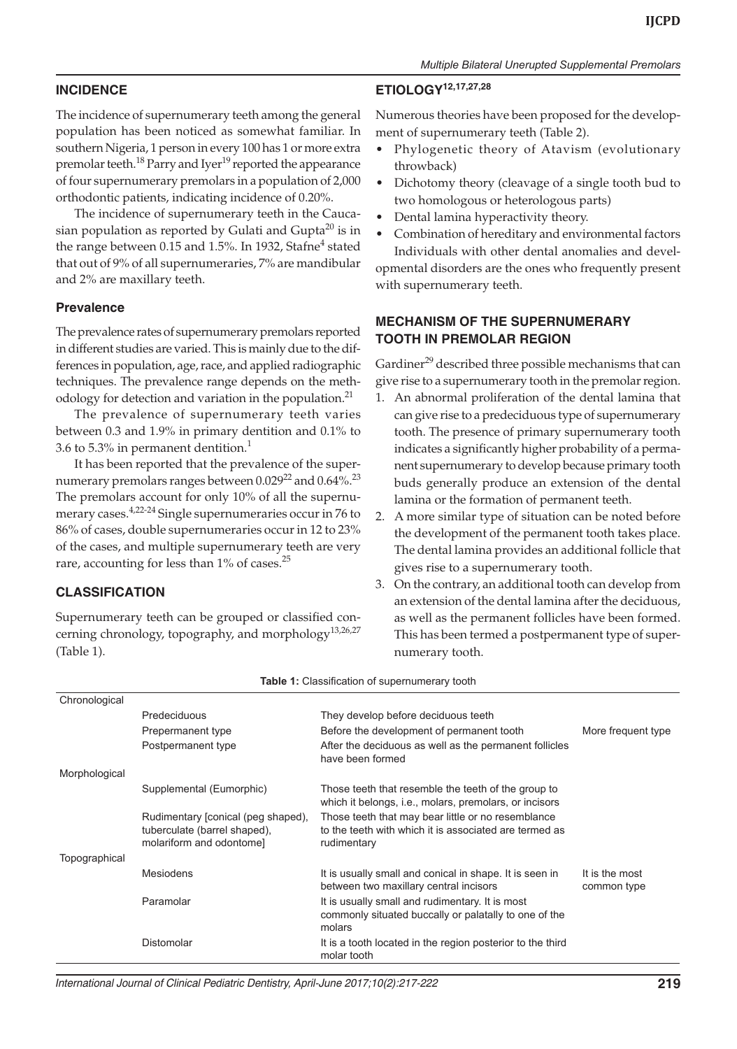## INCIDENCE

The incidence of supernumerary teeth among the general population has been noticed as somewhat familiar. In southern Nigeria, 1 person in every 100 has 1 or more extra premolar teeth.[18] Parry and Iyer[19] reported the appearance of four supernumerary premolars in a population of 2,000 orthodontic patients, indicating incidence of 0.20%.

The incidence of supernumerary teeth in the Caucasian population as reported by Gulati and Gupta[20] is in the range between 0.15 and 1.5%. In 1932, Stafne[4] stated that out of 9% of all supernumeraries, 7% are mandibular and 2% are maxillary teeth.

### Prevalence

The prevalence rates of supernumerary premolars reported in different studies are varied. This is mainly due to the differences in population, age, race, and applied radiographic techniques. The prevalence range depends on the methodology for detection and variation in the population.[21]

The prevalence of supernumerary teeth varies between 0.3 and 1.9% in primary dentition and 0.1% to 3.6 to 5.3% in permanent dentition.[1]

It has been reported that the prevalence of the supernumerary premolars ranges between 0.029[22] and 0.64%.[23] The premolars account for only 10% of all the supernumerary cases.[4,22-24] Single supernumeraries occur in 76 to 86% of cases, double supernumeraries occur in 12 to 23% of the cases, and multiple supernumerary teeth are very rare, accounting for less than 1% of cases.[25]

## CLASSIFICATION

Supernumerary teeth can be grouped or classified concerning chronology, topography, and morphology[13,26,27] (Table 1).

## ETIOLOGY[12,17,27,28]

Numerous theories have been proposed for the development of supernumerary teeth (Table 2).

- Phylogenetic theory of Atavism (evolutionary throwback)
- Dichotomy theory (cleavage of a single tooth bud to two homologous or heterologous parts)
- Dental lamina hyperactivity theory.
- Combination of hereditary and environmental factors

Individuals with other dental anomalies and developmental disorders are the ones who frequently present with supernumerary teeth.

## MECHANISM OF THE SUPERNUMERARY TOOTH IN PREMOLAR REGION

Gardiner[29] described three possible mechanisms that can give rise to a supernumerary tooth in the premolar region.

1. An abnormal proliferation of the dental lamina that can give rise to a predeciduous type of supernumerary tooth. The presence of primary supernumerary tooth indicates a significantly higher probability of a permanent supernumerary to develop because primary tooth buds generally produce an extension of the dental lamina or the formation of permanent teeth.
2. A more similar type of situation can be noted before the development of the permanent tooth takes place. The dental lamina provides an additional follicle that gives rise to a supernumerary tooth.
3. On the contrary, an additional tooth can develop from an extension of the dental lamina after the deciduous, as well as the permanent follicles have been formed. This has been termed a postpermanent type of supernumerary tooth.

**Table 1:** Classification of supernumerary tooth

| | | | |
|---|---|---|---|
| Chronological | | | |
| | Predeciduous | They develop before deciduous teeth | |
| | Prepermanent type | Before the development of permanent tooth | More frequent type |
| | Postpermanent type | After the deciduous as well as the permanent follicles have been formed | |
| Morphological | | | |
| | Supplemental (Eumorphic) | Those teeth that resemble the teeth of the group to which it belongs, i.e., molars, premolars, or incisors | |
| | Rudimentary [conical (peg shaped), tuberculate (barrel shaped), molariform and odontome] | Those teeth that may bear little or no resemblance to the teeth with which it is associated are termed as rudimentary | |
| Topographical | | | |
| | Mesiodens | It is usually small and conical in shape. It is seen in between two maxillary central incisors | It is the most common type |
| | Paramolar | It is usually small and rudimentary. It is most commonly situated buccally or palatally to one of the molars | |
| | Distomolar | It is a tooth located in the region posterior to the third molar tooth | |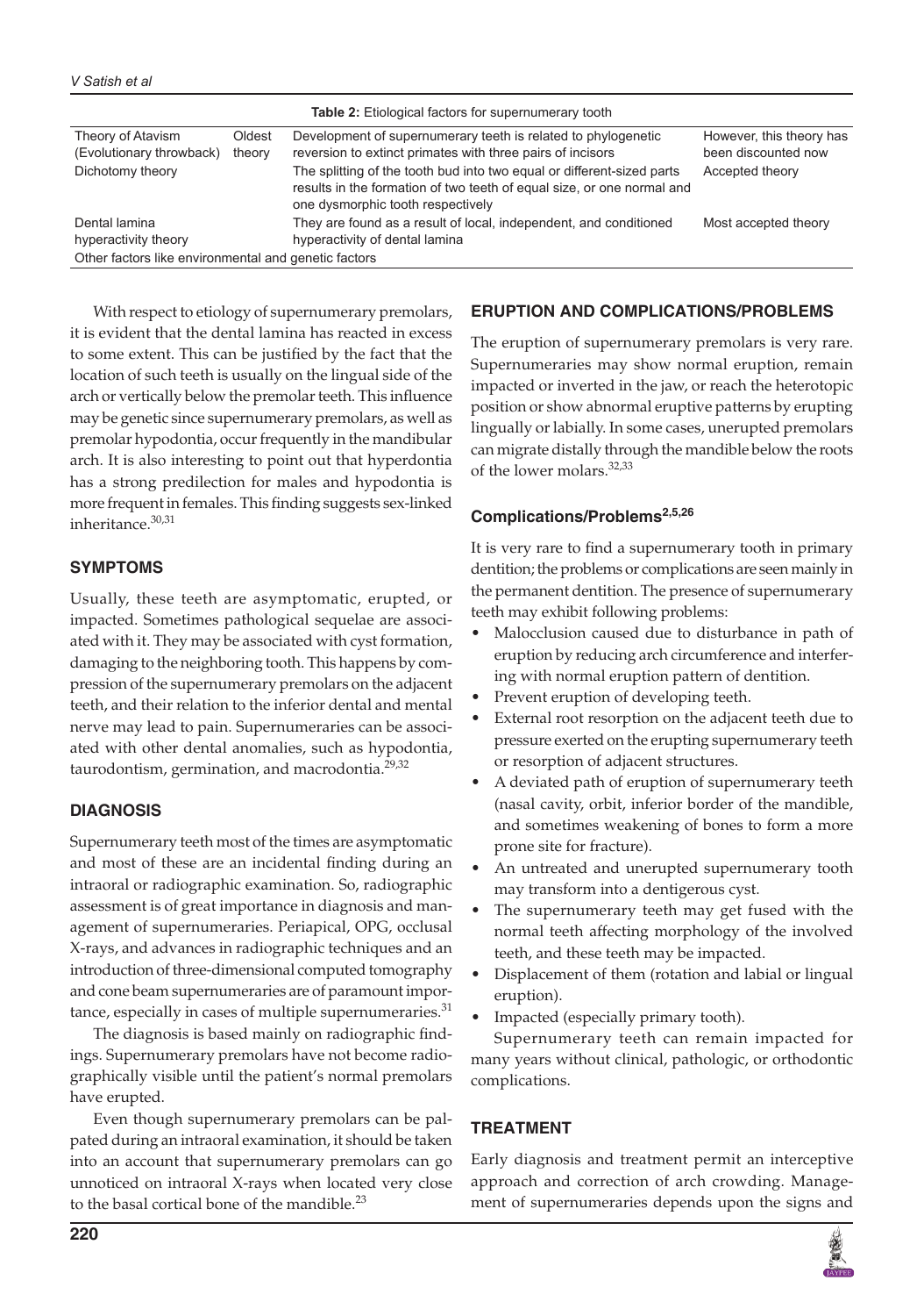**Table 2:** Etiological factors for supernumerary tooth

| | | | |
|---|---|---|---|
| Theory of Atavism (Evolutionary throwback) | Oldest theory | Development of supernumerary teeth is related to phylogenetic reversion to extinct primates with three pairs of incisors | However, this theory has been discounted now |
| Dichotomy theory | | The splitting of the tooth bud into two equal or different-sized parts results in the formation of two teeth of equal size, or one normal and one dysmorphic tooth respectively | Accepted theory |
| Dental lamina hyperactivity theory | | They are found as a result of local, independent, and conditioned hyperactivity of dental lamina | Most accepted theory |
| Other factors like environmental and genetic factors | | | |

With respect to etiology of supernumerary premolars, it is evident that the dental lamina has reacted in excess to some extent. This can be justified by the fact that the location of such teeth is usually on the lingual side of the arch or vertically below the premolar teeth. This influence may be genetic since supernumerary premolars, as well as premolar hypodontia, occur frequently in the mandibular arch. It is also interesting to point out that hyperdontia has a strong predilection for males and hypodontia is more frequent in females. This finding suggests sex-linked inheritance.[30,31]

## SYMPTOMS

Usually, these teeth are asymptomatic, erupted, or impacted. Sometimes pathological sequelae are associated with it. They may be associated with cyst formation, damaging to the neighboring tooth. This happens by compression of the supernumerary premolars on the adjacent teeth, and their relation to the inferior dental and mental nerve may lead to pain. Supernumeraries can be associated with other dental anomalies, such as hypodontia, taurodontism, germination, and macrodontia.[29,32]

## DIAGNOSIS

Supernumerary teeth most of the times are asymptomatic and most of these are an incidental finding during an intraoral or radiographic examination. So, radiographic assessment is of great importance in diagnosis and management of supernumeraries. Periapical, OPG, occlusal X-rays, and advances in radiographic techniques and an introduction of three-dimensional computed tomography and cone beam supernumeraries are of paramount importance, especially in cases of multiple supernumeraries.[31]

The diagnosis is based mainly on radiographic findings. Supernumerary premolars have not become radiographically visible until the patient's normal premolars have erupted.

Even though supernumerary premolars can be palpated during an intraoral examination, it should be taken into an account that supernumerary premolars can go unnoticed on intraoral X-rays when located very close to the basal cortical bone of the mandible.[23]

## ERUPTION AND COMPLICATIONS/PROBLEMS

The eruption of supernumerary premolars is very rare. Supernumeraries may show normal eruption, remain impacted or inverted in the jaw, or reach the heterotopic position or show abnormal eruptive patterns by erupting lingually or labially. In some cases, unerupted premolars can migrate distally through the mandible below the roots of the lower molars.[32,33]

### Complications/Problems[2,5,26]

It is very rare to find a supernumerary tooth in primary dentition; the problems or complications are seen mainly in the permanent dentition. The presence of supernumerary teeth may exhibit following problems:

- Malocclusion caused due to disturbance in path of eruption by reducing arch circumference and interfering with normal eruption pattern of dentition.
- Prevent eruption of developing teeth.
- External root resorption on the adjacent teeth due to pressure exerted on the erupting supernumerary teeth or resorption of adjacent structures.
- A deviated path of eruption of supernumerary teeth (nasal cavity, orbit, inferior border of the mandible, and sometimes weakening of bones to form a more prone site for fracture).
- An untreated and unerupted supernumerary tooth may transform into a dentigerous cyst.
- The supernumerary teeth may get fused with the normal teeth affecting morphology of the involved teeth, and these teeth may be impacted.
- Displacement of them (rotation and labial or lingual eruption).
- Impacted (especially primary tooth).

Supernumerary teeth can remain impacted for many years without clinical, pathologic, or orthodontic complications.

## TREATMENT

Early diagnosis and treatment permit an interceptive approach and correction of arch crowding. Management of supernumeraries depends upon the signs and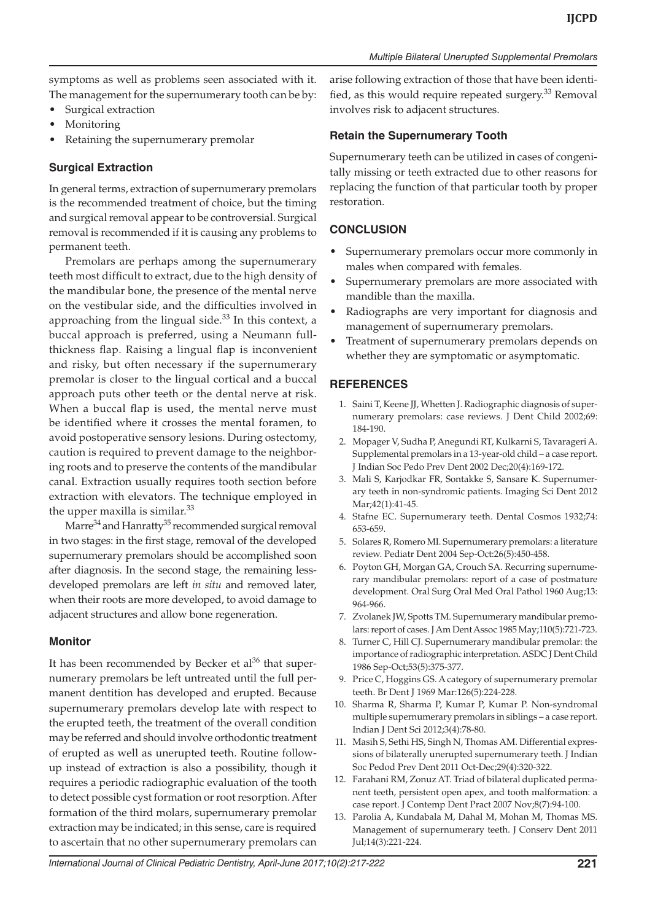symptoms as well as problems seen associated with it. The management for the supernumerary tooth can be by:

- Surgical extraction
- Monitoring
- Retaining the supernumerary premolar

### Surgical Extraction

In general terms, extraction of supernumerary premolars is the recommended treatment of choice, but the timing and surgical removal appear to be controversial. Surgical removal is recommended if it is causing any problems to permanent teeth.

Premolars are perhaps among the supernumerary teeth most difficult to extract, due to the high density of the mandibular bone, the presence of the mental nerve on the vestibular side, and the difficulties involved in approaching from the lingual side.[33] In this context, a buccal approach is preferred, using a Neumann full-thickness flap. Raising a lingual flap is inconvenient and risky, but often necessary if the supernumerary premolar is closer to the lingual cortical and a buccal approach puts other teeth or the dental nerve at risk. When a buccal flap is used, the mental nerve must be identified where it crosses the mental foramen, to avoid postoperative sensory lesions. During ostectomy, caution is required to prevent damage to the neighboring roots and to preserve the contents of the mandibular canal. Extraction usually requires tooth section before extraction with elevators. The technique employed in the upper maxilla is similar.[33]

Marre[34] and Hanratty[35] recommended surgical removal in two stages: in the first stage, removal of the developed supernumerary premolars should be accomplished soon after diagnosis. In the second stage, the remaining less-developed premolars are left *in situ* and removed later, when their roots are more developed, to avoid damage to adjacent structures and allow bone regeneration.

### Monitor

It has been recommended by Becker et al[36] that supernumerary premolars be left untreated until the full permanent dentition has developed and erupted. Because supernumerary premolars develop late with respect to the erupted teeth, the treatment of the overall condition may be referred and should involve orthodontic treatment of erupted as well as unerupted teeth. Routine follow-up instead of extraction is also a possibility, though it requires a periodic radiographic evaluation of the tooth to detect possible cyst formation or root resorption. After formation of the third molars, supernumerary premolar extraction may be indicated; in this sense, care is required to ascertain that no other supernumerary premolars can arise following extraction of those that have been identified, as this would require repeated surgery.[33] Removal involves risk to adjacent structures.

### Retain the Supernumerary Tooth

Supernumerary teeth can be utilized in cases of congenitally missing or teeth extracted due to other reasons for replacing the function of that particular tooth by proper restoration.

## CONCLUSION

- Supernumerary premolars occur more commonly in males when compared with females.
- Supernumerary premolars are more associated with mandible than the maxilla.
- Radiographs are very important for diagnosis and management of supernumerary premolars.
- Treatment of supernumerary premolars depends on whether they are symptomatic or asymptomatic.

## REFERENCES

1. Saini T, Keene JJ, Whetten J. Radiographic diagnosis of supernumerary premolars: case reviews. J Dent Child 2002;69: 184-190.
2. Mopager V, Sudha P, Anegundi RT, Kulkarni S, Tavarageri A. Supplemental premolars in a 13-year-old child – a case report. J Indian Soc Pedo Prev Dent 2002 Dec;20(4):169-172.
3. Mali S, Karjodkar FR, Sontakke S, Sansare K. Supernumerary teeth in non-syndromic patients. Imaging Sci Dent 2012 Mar;42(1):41-45.
4. Stafne EC. Supernumerary teeth. Dental Cosmos 1932;74: 653-659.
5. Solares R, Romero MI. Supernumerary premolars: a literature review. Pediatr Dent 2004 Sep-Oct:26(5):450-458.
6. Poyton GH, Morgan GA, Crouch SA. Recurring supernumerary mandibular premolars: report of a case of postmature development. Oral Surg Oral Med Oral Pathol 1960 Aug;13: 964-966.
7. Zvolanek JW, Spotts TM. Supernumerary mandibular premolars: report of cases. J Am Dent Assoc 1985 May;110(5):721-723.
8. Turner C, Hill CJ. Supernumerary mandibular premolar: the importance of radiographic interpretation. ASDC J Dent Child 1986 Sep-Oct;53(5):375-377.
9. Price C, Hoggins GS. A category of supernumerary premolar teeth. Br Dent J 1969 Mar:126(5):224-228.
10. Sharma R, Sharma P, Kumar P, Kumar P. Non-syndromal multiple supernumerary premolars in siblings – a case report. Indian J Dent Sci 2012;3(4):78-80.
11. Masih S, Sethi HS, Singh N, Thomas AM. Differential expressions of bilaterally unerupted supernumerary teeth. J Indian Soc Pedod Prev Dent 2011 Oct-Dec;29(4):320-322.
12. Farahani RM, Zonuz AT. Triad of bilateral duplicated permanent teeth, persistent open apex, and tooth malformation: a case report. J Contemp Dent Pract 2007 Nov;8(7):94-100.
13. Parolia A, Kundabala M, Dahal M, Mohan M, Thomas MS. Management of supernumerary teeth. J Conserv Dent 2011 Jul;14(3):221-224.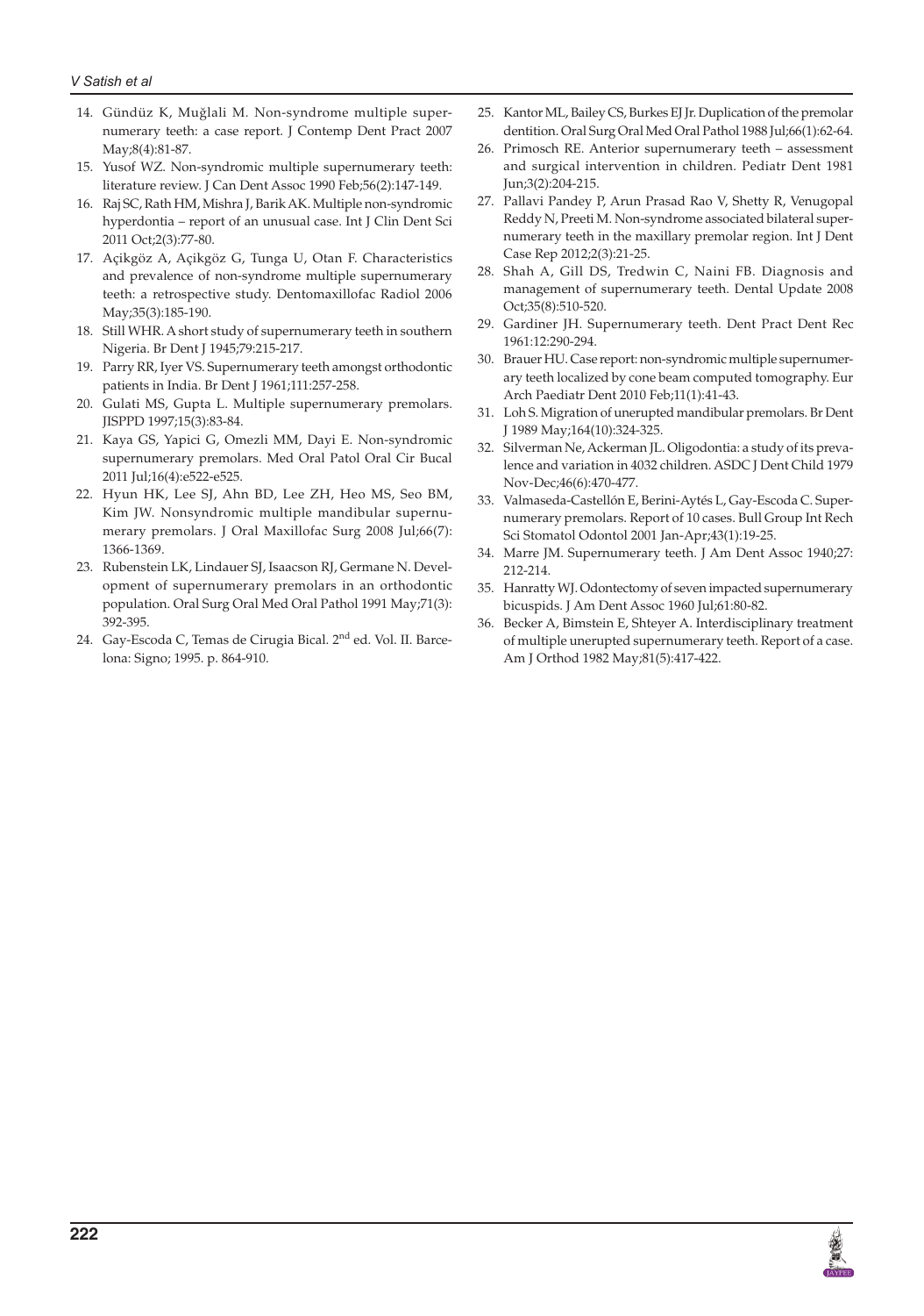14. Gündüz K, Muğlali M. Non-syndrome multiple supernumerary teeth: a case report. J Contemp Dent Pract 2007 May;8(4):81-87.
15. Yusof WZ. Non-syndromic multiple supernumerary teeth: literature review. J Can Dent Assoc 1990 Feb;56(2):147-149.
16. Raj SC, Rath HM, Mishra J, Barik AK. Multiple non-syndromic hyperdontia – report of an unusual case. Int J Clin Dent Sci 2011 Oct;2(3):77-80.
17. Açikgöz A, Açikgöz G, Tunga U, Otan F. Characteristics and prevalence of non-syndrome multiple supernumerary teeth: a retrospective study. Dentomaxillofac Radiol 2006 May;35(3):185-190.
18. Still WHR. A short study of supernumerary teeth in southern Nigeria. Br Dent J 1945;79:215-217.
19. Parry RR, Iyer VS. Supernumerary teeth amongst orthodontic patients in India. Br Dent J 1961;111:257-258.
20. Gulati MS, Gupta L. Multiple supernumerary premolars. JISPPD 1997;15(3):83-84.
21. Kaya GS, Yapici G, Omezli MM, Dayi E. Non-syndromic supernumerary premolars. Med Oral Patol Oral Cir Bucal 2011 Jul;16(4):e522-e525.
22. Hyun HK, Lee SJ, Ahn BD, Lee ZH, Heo MS, Seo BM, Kim JW. Nonsyndromic multiple mandibular supernumerary premolars. J Oral Maxillofac Surg 2008 Jul;66(7): 1366-1369.
23. Rubenstein LK, Lindauer SJ, Isaacson RJ, Germane N. Development of supernumerary premolars in an orthodontic population. Oral Surg Oral Med Oral Pathol 1991 May;71(3): 392-395.
24. Gay-Escoda C, Temas de Cirugia Bical. 2nd ed. Vol. II. Barcelona: Signo; 1995. p. 864-910.
25. Kantor ML, Bailey CS, Burkes EJ Jr. Duplication of the premolar dentition. Oral Surg Oral Med Oral Pathol 1988 Jul;66(1):62-64.
26. Primosch RE. Anterior supernumerary teeth – assessment and surgical intervention in children. Pediatr Dent 1981 Jun;3(2):204-215.
27. Pallavi Pandey P, Arun Prasad Rao V, Shetty R, Venugopal Reddy N, Preeti M. Non-syndrome associated bilateral supernumerary teeth in the maxillary premolar region. Int J Dent Case Rep 2012;2(3):21-25.
28. Shah A, Gill DS, Tredwin C, Naini FB. Diagnosis and management of supernumerary teeth. Dental Update 2008 Oct;35(8):510-520.
29. Gardiner JH. Supernumerary teeth. Dent Pract Dent Rec 1961:12:290-294.
30. Brauer HU. Case report: non-syndromic multiple supernumerary teeth localized by cone beam computed tomography. Eur Arch Paediatr Dent 2010 Feb;11(1):41-43.
31. Loh S. Migration of unerupted mandibular premolars. Br Dent J 1989 May;164(10):324-325.
32. Silverman Ne, Ackerman JL. Oligodontia: a study of its prevalence and variation in 4032 children. ASDC J Dent Child 1979 Nov-Dec;46(6):470-477.
33. Valmaseda-Castellón E, Berini-Aytés L, Gay-Escoda C. Supernumerary premolars. Report of 10 cases. Bull Group Int Rech Sci Stomatol Odontol 2001 Jan-Apr;43(1):19-25.
34. Marre JM. Supernumerary teeth. J Am Dent Assoc 1940;27: 212-214.
35. Hanratty WJ. Odontectomy of seven impacted supernumerary bicuspids. J Am Dent Assoc 1960 Jul;61:80-82.
36. Becker A, Bimstein E, Shteyer A. Interdisciplinary treatment of multiple unerupted supernumerary teeth. Report of a case. Am J Orthod 1982 May;81(5):417-422.